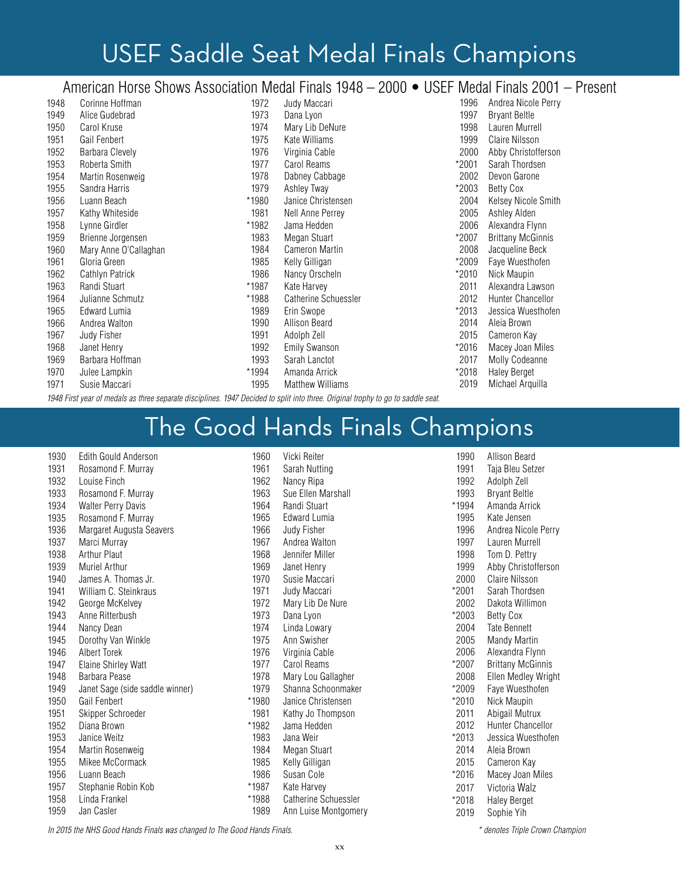# USEF Saddle Seat Medal Finals Champions

## American Horse Shows Association Medal Finals 1948 – 2000 • USEF Medal Finals 2001 – Present

| Year | Champion |
|---|---|
| 1948 | Corinne Hoffman |
| 1949 | Alice Gudebrad |
| 1950 | Carol Kruse |
| 1951 | Gail Fenbert |
| 1952 | Barbara Clevely |
| 1953 | Roberta Smith |
| 1954 | Martin Rosenweig |
| 1955 | Sandra Harris |
| 1956 | Luann Beach |
| 1957 | Kathy Whiteside |
| 1958 | Lynne Girdler |
| 1959 | Brienne Jorgensen |
| 1960 | Mary Anne O'Callaghan |
| 1961 | Gloria Green |
| 1962 | Cathlyn Patrick |
| 1963 | Randi Stuart |
| 1964 | Julianne Schmutz |
| 1965 | Edward Lumia |
| 1966 | Andrea Walton |
| 1967 | Judy Fisher |
| 1968 | Janet Henry |
| 1969 | Barbara Hoffman |
| 1970 | Julee Lampkin |
| 1971 | Susie Maccari |
| 1972 | Judy Maccari |
| 1973 | Dana Lyon |
| 1974 | Mary Lib DeNure |
| 1975 | Kate Williams |
| 1976 | Virginia Cable |
| 1977 | Carol Reams |
| 1978 | Dabney Cabbage |
| 1979 | Ashley Tway |
| *1980 | Janice Christensen |
| 1981 | Nell Anne Perrey |
| *1982 | Jama Hedden |
| 1983 | Megan Stuart |
| 1984 | Cameron Martin |
| 1985 | Kelly Gilligan |
| 1986 | Nancy Orscheln |
| *1987 | Kate Harvey |
| *1988 | Catherine Schuessler |
| 1989 | Erin Swope |
| 1990 | Allison Beard |
| 1991 | Adolph Zell |
| 1992 | Emily Swanson |
| 1993 | Sarah Lanctot |
| *1994 | Amanda Arrick |
| 1995 | Matthew Williams |
| 1996 | Andrea Nicole Perry |
| 1997 | Bryant Beltle |
| 1998 | Lauren Murrell |
| 1999 | Claire Nilsson |
| 2000 | Abby Christofferson |
| *2001 | Sarah Thordsen |
| 2002 | Devon Garone |
| *2003 | Betty Cox |
| 2004 | Kelsey Nicole Smith |
| 2005 | Ashley Alden |
| 2006 | Alexandra Flynn |
| *2007 | Brittany McGinnis |
| 2008 | Jacqueline Beck |
| *2009 | Faye Wuesthofen |
| *2010 | Nick Maupin |
| 2011 | Alexandra Lawson |
| 2012 | Hunter Chancellor |
| *2013 | Jessica Wuesthofen |
| 2014 | Aleia Brown |
| 2015 | Cameron Kay |
| *2016 | Macey Joan Miles |
| 2017 | Molly Codeanne |
| *2018 | Haley Berget |
| 2019 | Michael Arquilla |

*1948 First year of medals as three separate disciplines. 1947 Decided to split into three. Original trophy to go to saddle seat.*

# The Good Hands Finals Champions

| Year | Champion |
|---|---|
| 1930 | Edith Gould Anderson |
| 1931 | Rosamond F. Murray |
| 1932 | Louise Finch |
| 1933 | Rosamond F. Murray |
| 1934 | Walter Perry Davis |
| 1935 | Rosamond F. Murray |
| 1936 | Margaret Augusta Seavers |
| 1937 | Marci Murray |
| 1938 | Arthur Plaut |
| 1939 | Muriel Arthur |
| 1940 | James A. Thomas Jr. |
| 1941 | William C. Steinkraus |
| 1942 | George McKelvey |
| 1943 | Anne Ritterbush |
| 1944 | Nancy Dean |
| 1945 | Dorothy Van Winkle |
| 1946 | Albert Torek |
| 1947 | Elaine Shirley Watt |
| 1948 | Barbara Pease |
| 1949 | Janet Sage (side saddle winner) |
| 1950 | Gail Fenbert |
| 1951 | Skipper Schroeder |
| 1952 | Diana Brown |
| 1953 | Janice Weitz |
| 1954 | Martin Rosenweig |
| 1955 | Mikee McCormack |
| 1956 | Luann Beach |
| 1957 | Stephanie Robin Kob |
| 1958 | Linda Frankel |
| 1959 | Jan Casler |
| 1960 | Vicki Reiter |
| 1961 | Sarah Nutting |
| 1962 | Nancy Ripa |
| 1963 | Sue Ellen Marshall |
| 1964 | Randi Stuart |
| 1965 | Edward Lumia |
| 1966 | Judy Fisher |
| 1967 | Andrea Walton |
| 1968 | Jennifer Miller |
| 1969 | Janet Henry |
| 1970 | Susie Maccari |
| 1971 | Judy Maccari |
| 1972 | Mary Lib De Nure |
| 1973 | Dana Lyon |
| 1974 | Linda Lowary |
| 1975 | Ann Swisher |
| 1976 | Virginia Cable |
| 1977 | Carol Reams |
| 1978 | Mary Lou Gallagher |
| 1979 | Shanna Schoonmaker |
| *1980 | Janice Christensen |
| 1981 | Kathy Jo Thompson |
| *1982 | Jama Hedden |
| 1983 | Jana Weir |
| 1984 | Megan Stuart |
| 1985 | Kelly Gilligan |
| 1986 | Susan Cole |
| *1987 | Kate Harvey |
| *1988 | Catherine Schuessler |
| 1989 | Ann Luise Montgomery |
| 1990 | Allison Beard |
| 1991 | Taja Bleu Setzer |
| 1992 | Adolph Zell |
| 1993 | Bryant Beltle |
| *1994 | Amanda Arrick |
| 1995 | Kate Jensen |
| 1996 | Andrea Nicole Perry |
| 1997 | Lauren Murrell |
| 1998 | Tom D. Pettry |
| 1999 | Abby Christofferson |
| 2000 | Claire Nilsson |
| *2001 | Sarah Thordsen |
| 2002 | Dakota Willimon |
| *2003 | Betty Cox |
| 2004 | Tate Bennett |
| 2005 | Mandy Martin |
| 2006 | Alexandra Flynn |
| *2007 | Brittany McGinnis |
| 2008 | Ellen Medley Wright |
| *2009 | Faye Wuesthofen |
| *2010 | Nick Maupin |
| 2011 | Abigail Mutrux |
| 2012 | Hunter Chancellor |
| *2013 | Jessica Wuesthofen |
| 2014 | Aleia Brown |
| 2015 | Cameron Kay |
| *2016 | Macey Joan Miles |
| 2017 | Victoria Walz |
| *2018 | Haley Berget |
| 2019 | Sophie Yih |

*In 2015 the NHS Good Hands Finals was changed to The Good Hands Finals.*

*\* denotes Triple Crown Champion*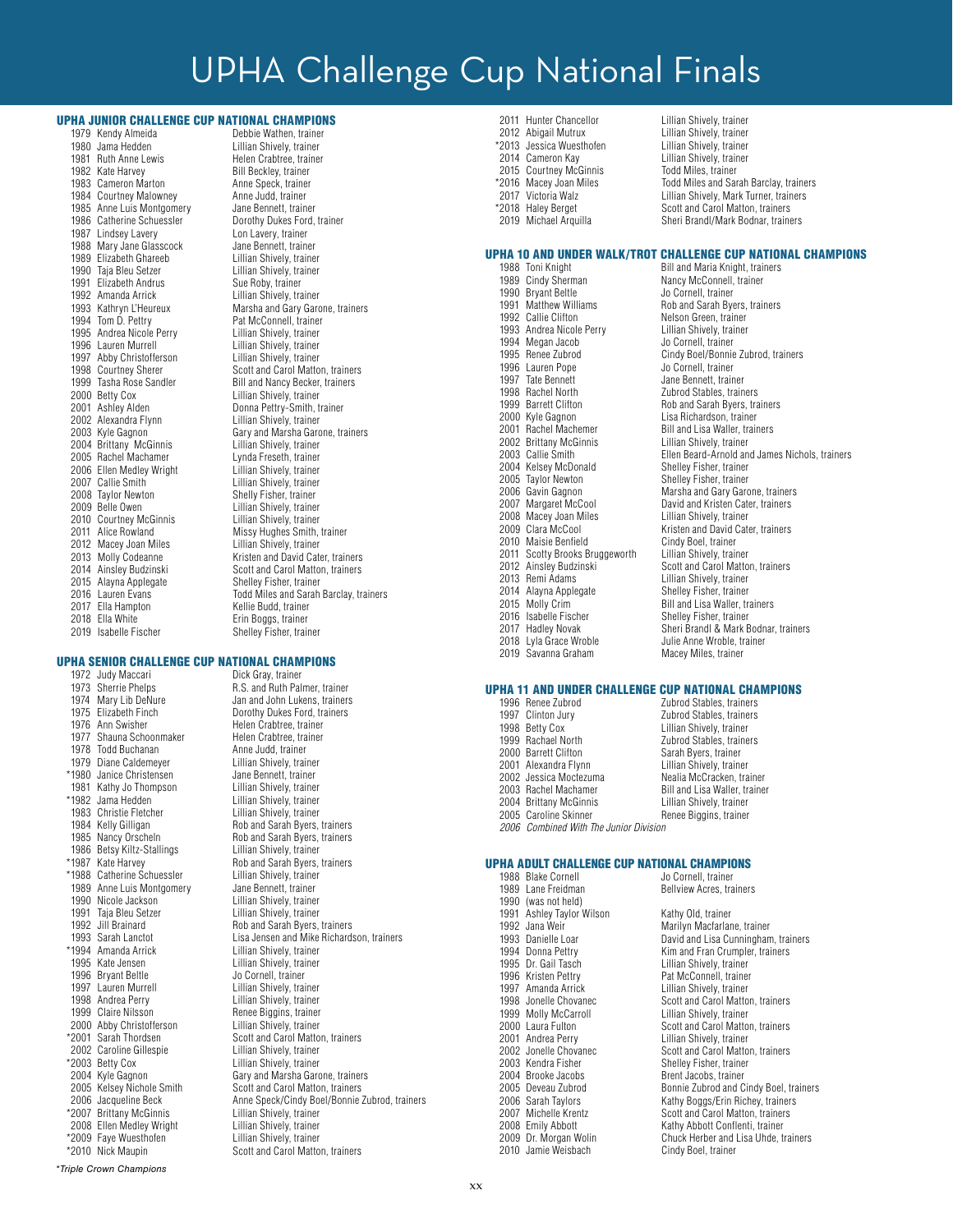# UPHA Challenge Cup National Finals

## UPHA JUNIOR CHALLENGE CUP NATIONAL CHAMPIONS

| Year | Champion | Trainer |
|---|---|---|
| 1979 | Kendy Almeida | Debbie Wathen, trainer |
| 1980 | Jama Hedden | Lillian Shively, trainer |
| 1981 | Ruth Anne Lewis | Helen Crabtree, trainer |
| 1982 | Kate Harvey | Bill Beckley, trainer |
| 1983 | Cameron Marton | Anne Speck, trainer |
| 1984 | Courtney Malowney | Anne Judd, trainer |
| 1985 | Anne Luis Montgomery | Jane Bennett, trainer |
| 1986 | Catherine Schuessler | Dorothy Dukes Ford, trainer |
| 1987 | Lindsey Lavery | Lon Lavery, trainer |
| 1988 | Mary Jane Glasscock | Jane Bennett, trainer |
| 1989 | Elizabeth Ghareeb | Lillian Shively, trainer |
| 1990 | Taja Bleu Setzer | Lillian Shively, trainer |
| 1991 | Elizabeth Andrus | Sue Roby, trainer |
| 1992 | Amanda Arrick | Lillian Shively, trainer |
| 1993 | Kathryn L'Heureux | Marsha and Gary Garone, trainers |
| 1994 | Tom D. Pettry | Pat McConnell, trainer |
| 1995 | Andrea Nicole Perry | Lillian Shively, trainer |
| 1996 | Lauren Murrell | Lillian Shively, trainer |
| 1997 | Abby Christofferson | Lillian Shively, trainer |
| 1998 | Courtney Sherer | Scott and Carol Matton, trainers |
| 1999 | Tasha Rose Sandler | Bill and Nancy Becker, trainers |
| 2000 | Betty Cox | Lillian Shively, trainer |
| 2001 | Ashley Alden | Donna Pettry-Smith, trainer |
| 2002 | Alexandra Flynn | Lillian Shively, trainer |
| 2003 | Kyle Gagnon | Gary and Marsha Garone, trainers |
| 2004 | Brittany McGinnis | Lillian Shively, trainer |
| 2005 | Rachel Machamer | Lynda Freseth, trainer |
| 2006 | Ellen Medley Wright | Lillian Shively, trainer |
| 2007 | Callie Smith | Lillian Shively, trainer |
| 2008 | Taylor Newton | Shelly Fisher, trainer |
| 2009 | Belle Owen | Lillian Shively, trainer |
| 2010 | Courtney McGinnis | Lillian Shively, trainer |
| 2011 | Alice Rowland | Missy Hughes Smith, trainer |
| 2012 | Macey Joan Miles | Lillian Shively, trainer |
| 2013 | Molly Codeanne | Kristen and David Cater, trainers |
| 2014 | Ainsley Budzinski | Scott and Carol Matton, trainers |
| 2015 | Alayna Applegate | Shelley Fisher, trainer |
| 2016 | Lauren Evans | Todd Miles and Sarah Barclay, trainers |
| 2017 | Ella Hampton | Kellie Budd, trainer |
| 2018 | Ella White | Erin Boggs, trainer |
| 2019 | Isabelle Fischer | Shelley Fisher, trainer |

## UPHA SENIOR CHALLENGE CUP NATIONAL CHAMPIONS

| Year | Champion | Trainer |
|---|---|---|
| 1972 | Judy Maccari | Dick Gray, trainer |
| 1973 | Sherrie Phelps | R.S. and Ruth Palmer, trainer |
| 1974 | Mary Lib DeNure | Jan and John Lukens, trainers |
| 1975 | Elizabeth Finch | Dorothy Dukes Ford, trainers |
| 1976 | Ann Swisher | Helen Crabtree, trainer |
| 1977 | Shauna Schoonmaker | Helen Crabtree, trainer |
| 1978 | Todd Buchanan | Anne Judd, trainer |
| 1979 | Diane Caldemeyer | Lillian Shively, trainer |
| *1980 | Janice Christensen | Jane Bennett, trainer |
| 1981 | Kathy Jo Thompson | Lillian Shively, trainer |
| *1982 | Jama Hedden | Lillian Shively, trainer |
| 1983 | Christie Fletcher | Lillian Shively, trainer |
| 1984 | Kelly Gilligan | Rob and Sarah Byers, trainers |
| 1985 | Nancy Orscheln | Rob and Sarah Byers, trainers |
| 1986 | Betsy Kiltz-Stallings | Lillian Shively, trainer |
| *1987 | Kate Harvey | Rob and Sarah Byers, trainers |
| *1988 | Catherine Schuessler | Lillian Shively, trainer |
| 1989 | Anne Luis Montgomery | Jane Bennett, trainer |
| 1990 | Nicole Jackson | Lillian Shively, trainer |
| 1991 | Taja Bleu Setzer | Lillian Shively, trainer |
| 1992 | Jill Brainard | Rob and Sarah Byers, trainers |
| 1993 | Sarah Lanctot | Lisa Jensen and Mike Richardson, trainers |
| *1994 | Amanda Arrick | Lillian Shively, trainer |
| 1995 | Kate Jensen | Lillian Shively, trainer |
| 1996 | Bryant Beltle | Jo Cornell, trainer |
| 1997 | Lauren Murrell | Lillian Shively, trainer |
| 1998 | Andrea Perry | Lillian Shively, trainer |
| 1999 | Claire Nilsson | Renee Biggins, trainer |
| 2000 | Abby Christofferson | Lillian Shively, trainer |
| *2001 | Sarah Thordsen | Scott and Carol Matton, trainers |
| 2002 | Caroline Gillespie | Lillian Shively, trainer |
| *2003 | Betty Cox | Lillian Shively, trainer |
| 2004 | Kyle Gagnon | Gary and Marsha Garone, trainers |
| 2005 | Kelsey Nichole Smith | Scott and Carol Matton, trainers |
| 2006 | Jacqueline Beck | Anne Speck/Cindy Boel/Bonnie Zubrod, trainers |
| *2007 | Brittany McGinnis | Lillian Shively, trainer |
| 2008 | Ellen Medley Wright | Lillian Shively, trainer |
| *2009 | Faye Wuesthofen | Lillian Shively, trainer |
| *2010 | Nick Maupin | Scott and Carol Matton, trainers |
| 2011 | Hunter Chancellor | Lillian Shively, trainer |
| 2012 | Abigail Mutrux | Lillian Shively, trainer |
| *2013 | Jessica Wuesthofen | Lillian Shively, trainer |
| 2014 | Cameron Kay | Lillian Shively, trainer |
| 2015 | Courtney McGinnis | Todd Miles, trainer |
| *2016 | Macey Joan Miles | Todd Miles and Sarah Barclay, trainers |
| 2017 | Victoria Walz | Lillian Shively, Mark Turner, trainers |
| *2018 | Haley Berget | Scott and Carol Matton, trainers |
| 2019 | Michael Arquilla | Sheri Brandl/Mark Bodnar, trainers |

*Triple Crown Champions*

## UPHA 10 AND UNDER WALK/TROT CHALLENGE CUP NATIONAL CHAMPIONS

| Year | Champion | Trainer |
|---|---|---|
| 1988 | Toni Knight | Bill and Maria Knight, trainers |
| 1989 | Cindy Sherman | Nancy McConnell, trainer |
| 1990 | Bryant Beltle | Jo Cornell, trainer |
| 1991 | Matthew Williams | Rob and Sarah Byers, trainers |
| 1992 | Callie Clifton | Nelson Green, trainer |
| 1993 | Andrea Nicole Perry | Lillian Shively, trainer |
| 1994 | Megan Jacob | Jo Cornell, trainer |
| 1995 | Renee Zubrod | Cindy Boel/Bonnie Zubrod, trainers |
| 1996 | Lauren Pope | Jo Cornell, trainer |
| 1997 | Tate Bennett | Jane Bennett, trainer |
| 1998 | Rachel North | Zubrod Stables, trainers |
| 1999 | Barrett Clifton | Rob and Sarah Byers, trainers |
| 2000 | Kyle Gagnon | Lisa Richardson, trainer |
| 2001 | Rachel Machemer | Bill and Lisa Waller, trainers |
| 2002 | Brittany McGinnis | Lillian Shively, trainer |
| 2003 | Callie Smith | Ellen Beard-Arnold and James Nichols, trainers |
| 2004 | Kelsey McDonald | Shelley Fisher, trainer |
| 2005 | Taylor Newton | Shelley Fisher, trainer |
| 2006 | Gavin Gagnon | Marsha and Gary Garone, trainers |
| 2007 | Margaret McCool | David and Kristen Cater, trainers |
| 2008 | Macey Joan Miles | Lillian Shively, trainer |
| 2009 | Clara McCool | Kristen and David Cater, trainers |
| 2010 | Maisie Benfield | Cindy Boel, trainer |
| 2011 | Scotty Brooks Bruggeworth | Lillian Shively, trainer |
| 2012 | Ainsley Budzinski | Scott and Carol Matton, trainers |
| 2013 | Remi Adams | Lillian Shively, trainer |
| 2014 | Alayna Applegate | Shelley Fisher, trainer |
| 2015 | Molly Crim | Bill and Lisa Waller, trainers |
| 2016 | Isabelle Fischer | Shelley Fisher, trainer |
| 2017 | Hadley Novak | Sheri Brandl & Mark Bodnar, trainers |
| 2018 | Lyla Grace Wroble | Julie Anne Wroble, trainer |
| 2019 | Savanna Graham | Macey Miles, trainer |

## UPHA 11 AND UNDER CHALLENGE CUP NATIONAL CHAMPIONS

| Year | Champion | Trainer |
|---|---|---|
| 1996 | Renee Zubrod | Zubrod Stables, trainers |
| 1997 | Clinton Jury | Zubrod Stables, trainers |
| 1998 | Betty Cox | Lillian Shively, trainer |
| 1999 | Rachael North | Zubrod Stables, trainers |
| 2000 | Barrett Clifton | Sarah Byers, trainer |
| 2001 | Alexandra Flynn | Lillian Shively, trainer |
| 2002 | Jessica Moctezuma | Nealia McCracken, trainer |
| 2003 | Rachel Machamer | Bill and Lisa Waller, trainer |
| 2004 | Brittany McGinnis | Lillian Shively, trainer |
| 2005 | Caroline Skinner | Renee Biggins, trainer |

*2006 Combined With The Junior Division*

## UPHA ADULT CHALLENGE CUP NATIONAL CHAMPIONS

| Year | Champion | Trainer |
|---|---|---|
| 1988 | Blake Cornell | Jo Cornell, trainer |
| 1989 | Lane Freidman | Bellview Acres, trainers |
| 1990 | (was not held) | |
| 1991 | Ashley Taylor Wilson | Kathy Old, trainer |
| 1992 | Jana Weir | Marilyn Macfarlane, trainer |
| 1993 | Danielle Loar | David and Lisa Cunningham, trainers |
| 1994 | Donna Pettry | Kim and Fran Crumpler, trainers |
| 1995 | Dr. Gail Tasch | Lillian Shively, trainer |
| 1996 | Kristen Pettry | Pat McConnell, trainer |
| 1997 | Amanda Arrick | Lillian Shively, trainer |
| 1998 | Jonelle Chovanec | Scott and Carol Matton, trainers |
| 1999 | Molly McCarroll | Lillian Shively, trainer |
| 2000 | Laura Fulton | Scott and Carol Matton, trainers |
| 2001 | Andrea Perry | Lillian Shively, trainer |
| 2002 | Jonelle Chovanec | Scott and Carol Matton, trainers |
| 2003 | Kendra Fisher | Shelley Fisher, trainer |
| 2004 | Brooke Jacobs | Brent Jacobs, trainer |
| 2005 | Deveau Zubrod | Bonnie Zubrod and Cindy Boel, trainers |
| 2006 | Sarah Taylors | Kathy Boggs/Erin Richey, trainers |
| 2007 | Michelle Krentz | Scott and Carol Matton, trainers |
| 2008 | Emily Abbott | Kathy Abbott Conflenti, trainer |
| 2009 | Dr. Morgan Wolin | Chuck Herber and Lisa Uhde, trainers |
| 2010 | Jamie Weisbach | Cindy Boel, trainer |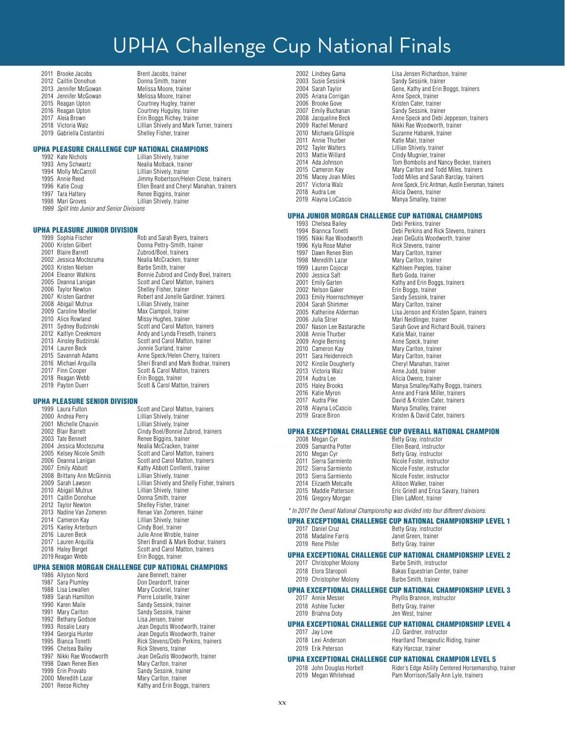# UPHA Challenge Cup National Finals

2011 Brooke Jacobs — Brent Jacobs, trainer
2012 Caitlin Donohue — Donna Smith, trainer
2013 Jennifer McGowan — Melissa Moore, trainer
2014 Jennifer McGowan — Melissa Moore, trainer
2015 Reagan Upton — Courtney Hugley, trainer
2016 Reagan Upton — Courtney Huguley, trainer
2017 Aleia Brown — Erin Boggs Richey, trainer
2018 Victoria Walz — Lillian Shively and Mark Turner, trainers
2019 Gabriella Costantini — Shelley Fisher, trainer

## UPHA PLEASURE CHALLENGE CUP NATIONAL CHAMPIONS

1992 Kate Nichols — Lillian Shively, trainer
1993 Amy Schwartz — Nealia Molback, trainer
1994 Molly McCarroll — Lillian Shively, trainer
1995 Annie Reed — Jimmy Robertson/Helen Close, trainers
1996 Katie Coup — Ellen Beard and Cheryl Manahan, trainers
1997 Tara Hattery — Renee Biggins, trainer
1998 Mari Groves — Lillian Shively, trainer

*1999 Split Into Junior and Senior Divisions*

## UPHA PLEASURE JUNIOR DIVISION

1999 Sophia Fischer — Rob and Sarah Byers, trainers
2000 Kristen Gilbert — Donna Pettry-Smith, trainer
2001 Blaire Barrett — Zubrod/Boel, trainers
2002 Jessica Moctezuma — Nealia McCracken, trainer
2003 Kristen Nielsen — Barbe Smith, trainer
2004 Eleanor Watkins — Bonnie Zubrod and Cindy Boel, trainers
2005 Deanna Lanigan — Scott and Carol Matton, trainers
2006 Taylor Newton — Shelley Fisher, trainer
2007 Kristen Gardner — Robert and Jonelle Gardiner, trainers
2008 Abigail Mutrux — Lillian Shively, trainer
2009 Caroline Moeller — Max Ciampoli, trainer
2010 Alice Rowland — Missy Hughes, trainer
2011 Sydney Budzinski — Scott and Carol Matton, trainers
2012 Kaitlyn Creekmore — Andy and Lynda Freseth, trainers
2013 Ainsley Budzinski — Scott and Carol Matton, trainer
2014 Lauren Beck — Jonnie Surland, trainer
2015 Savannah Adams — Anne Speck/Helen Cherry, trainers
2016 Michael Arquilla — Sheri Brandl and Mark Bodnar, trainers
2017 Finn Cooper — Scott & Carol Matton, trainers
2018 Reagan Webb — Erin Boggs, trainer
2019 Payton Duerr — Scott & Carol Matton, trainers

## UPHA PLEASURE SENIOR DIVISION

1999 Laura Fulton — Scott and Carol Matton, trainers
2000 Andrea Perry — Lillian Shively, trainer
2001 Michelle Chauvin — Lillian Shively, trainer
2002 Blair Barrett — Cindy Boel/Bonnie Zubrod, trainers
2003 Tate Bennett — Renee Biggins, trainer
2004 Jessica Moctezuma — Nealia McCracken, trainer
2005 Kelsey Nicole Smith — Scott and Carol Matton, trainers
2006 Deanna Lanigan — Scott and Carol Matton, trainers
2007 Emily Abbott — Kathy Abbott Conflenti, trainer
2008 Brittany Ann McGinnis — Lillian Shively, trainer
2009 Sarah Lawson — Lillian Shively and Shelly Fisher, trainers
2010 Abigail Mutrux — Lillian Shively, trainer
2011 Caitlin Donohue — Donna Smith, trainer
2012 Taylor Newton — Shelley Fisher, trainer
2013 Nadine Van Zomeren — Renae Van Zomeren, trainer
2014 Cameron Kay — Lillian Shively, trainer
2015 Kaeley Arterburn — Cindy Boel, trainer
2016 Lauren Beck — Julie Anne Wroble, trainer
2017 Lauren Arquilla — Sheri Brandl & Mark Bodnar, trainers
2018 Haley Berget — Scott and Carol Matton, trainers
2019 Reagan Webb — Erin Boggs, trainer

## UPHA SENIOR MORGAN CHALLENGE CUP NATIONAL CHAMPIONS

1986 Allyson Nord — Jane Bennett, trainer
1987 Sara Plumley — Don Deardorff, trainer
1988 Lisa Lewallen — Mary Cockriel, trainer
1989 Sarah Hamilton — Pierre Loiselle, trainer
1990 Karen Maile — Sandy Sessink, trainer
1991 Mary Carlton — Sandy Sessink, trainer
1992 Bethany Godsoe — Lisa Jensen, trainer
1993 Rosalie Leary — Jean Degutis Woodworth, trainer
1994 Georgia Hunter — Jean Degutis Woodworth, trainer
1995 Bianca Tonetti — Rick Stevens/Debi Perkins, trainers
1996 Chelsea Bailey — Rick Stevens, trainer
1997 Nikki Rae Woodworth — Jean DeGutis Woodworth, trainer
1998 Dawn Renee Bien — Mary Carlton, trainer
1999 Erin Provato — Sandy Sessink, trainer
2000 Meredith Lazar — Mary Carlton, trainer
2001 Reese Richey — Kathy and Erin Boggs, trainers
2002 Lindsey Gama — Lisa Jensen Richardson, trainer
2003 Susie Sessink — Sandy Sessink, trainer
2004 Sarah Taylor — Gene, Kathy and Erin Boggs, trainers
2005 Ariana Corrigan — Anne Speck, trainer
2006 Brooke Gove — Kristen Cater, trainer
2007 Emily Buchanan — Sandy Sessink, trainer
2008 Jacqueline Beck — Anne Speck and Debi Jeppesen, trainers
2009 Rachel Menard — Nikki Rae Woodworth, trainer
2010 Michaela Gillispie — Suzanne Habarek, trainer
2011 Annie Thurber — Katie Mair, trainer
2012 Tayler Walters — Lillian Shively, trainer
2013 Mattie Willard — Cindy Mugnier, trainer
2014 Ada Johnson — Tom Bombolis and Nancy Becker, trainers
2015 Cameron Kay — Mary Carlton and Todd Miles, trainers
2016 Macey Joan Miles — Todd Miles and Sarah Barclay, trainers
2017 Victoria Walz — Anne Speck, Eric Antman, Austin Eversman, trainers
2018 Audra Lee — Alicia Owens, trainer
2019 Alayna LoCascio — Manya Smalley, trainer

## UPHA JUNIOR MORGAN CHALLENGE CUP NATIONAL CHAMPIONS

1993 Chelsea Bailey — Debi Perkins, trainer
1994 Biannca Tonetti — Debi Perkins and Rick Stevens, trainers
1995 Nikki Rae Woodworth — Jean DeGutis Woodworth, trainer
1996 Kyla Rose Maher — Rick Stevens, trainer
1997 Dawn Renee Bien — Mary Carlton, trainer
1998 Meredith Lazar — Mary Carlton, trainer
1999 Lauren Cojocar — Kathleen Peeples, trainer
2000 Jessica Saft — Barb Goda, trainer
2001 Emily Garten — Kathy and Erin Boggs, trainers
2002 Nelson Gaker — Erin Boggs, trainer
2003 Emily Hoernschmeyer — Sandy Sessink, trainer
2004 Sarah Shimmer — Mary Carlton, trainer
2005 Katherine Alderman — Lisa Jenson and Kristen Spann, trainers
2006 Julia Strier — Mari Neidlinger, trainer
2007 Nason Lee Bastarache — Sarah Gove and Richard Boulé, trainers
2008 Annie Thurber — Katie Mair, trainer
2009 Angie Berning — Anne Speck, trainer
2010 Cameron Kay — Mary Carlton, trainer
2011 Sara Heidenreich — Mary Carlton, trainer
2012 Kinslie Dougherty — Cheryl Manahan, trainer
2013 Victoria Walz — Anne Judd, trainer
2014 Audra Lee — Alicia Owens, trainer
2015 Haley Brooks — Manya Smalley/Kathy Boggs, trainers
2016 Katie Myron — Anne and Frank Miller, trainers
2017 Audra Pike — David & Kristen Cater, trainers
2018 Alayna LoCascio — Manya Smalley, trainer
2019 Grace Biron — Kristen & David Cater, trainers

## UPHA EXCEPTIONAL CHALLENGE CUP OVERALL NATIONAL CHAMPION

2008 Megan Cyr — Betty Gray, instructor
2009 Samantha Potter — Ellen Beard, instructor
2010 Megan Cyr — Betty Gray, instructor
2011 Sierra Sarmiento — Nicole Foster, instructor
2012 Sierra Sarmiento — Nicole Foster, instructor
2013 Sierra Sarmiento — Nicole Foster, instructor
2014 Elizaeth Metcalfe — Allison Walker, trainer
2015 Maddie Patterson — Eric Griedl and Erica Savary, trainers
2016 Gregory Morgan — Ellen LaMont, trainer

*\* In 2017 the Overall National Championship was divided into four different divisions.*

## UPHA EXCEPTIONAL CHALLENGE CUP NATIONAL CHAMPIONSHIP LEVEL 1

2017 Daniel Cruz — Betty Gray, instructor
2018 Madaline Farris — Janet Green, trainer
2019 Rene Phifer — Betty Gray, trainer

## UPHA EXCEPTIONAL CHALLENGE CUP NATIONAL CHAMPIONSHIP LEVEL 2

2017 Christopher Molony — Barbe Smith, instructor
2018 Elora Staropoli — Bakas Equestrian Center, trainer
2019 Christopher Molony — Barbe Smith, trainer

## UPHA EXCEPTIONAL CHALLENGE CUP NATIONAL CHAMPIONSHIP LEVEL 3

2017 Annie Messer — Phyllis Brannon, instructor
2018 Ashlee Tucker — Betty Gray, trainer
2019 Briahna Doty — Jen West, trainer

## UPHA EXCEPTIONAL CHALLENGE CUP NATIONAL CHAMPIONSHIP LEVEL 4

2017 Jay Love — J.D. Gardner, instructor
2018 Lexi Anderson — Heartland Therapeutic Riding, trainer
2019 Erik Peterson — Katy Harcsar, trainer

## UPHA EXCEPTIONAL CHALLENGE CUP NATIONAL CHAMPION LEVEL 5

2018 John Douglas Horbelt — Rider's Edge Ability Centered Horsemanship, trainer
2019 Megan Whitehead — Pam Morrison/Sally Ann Lyle, trainers